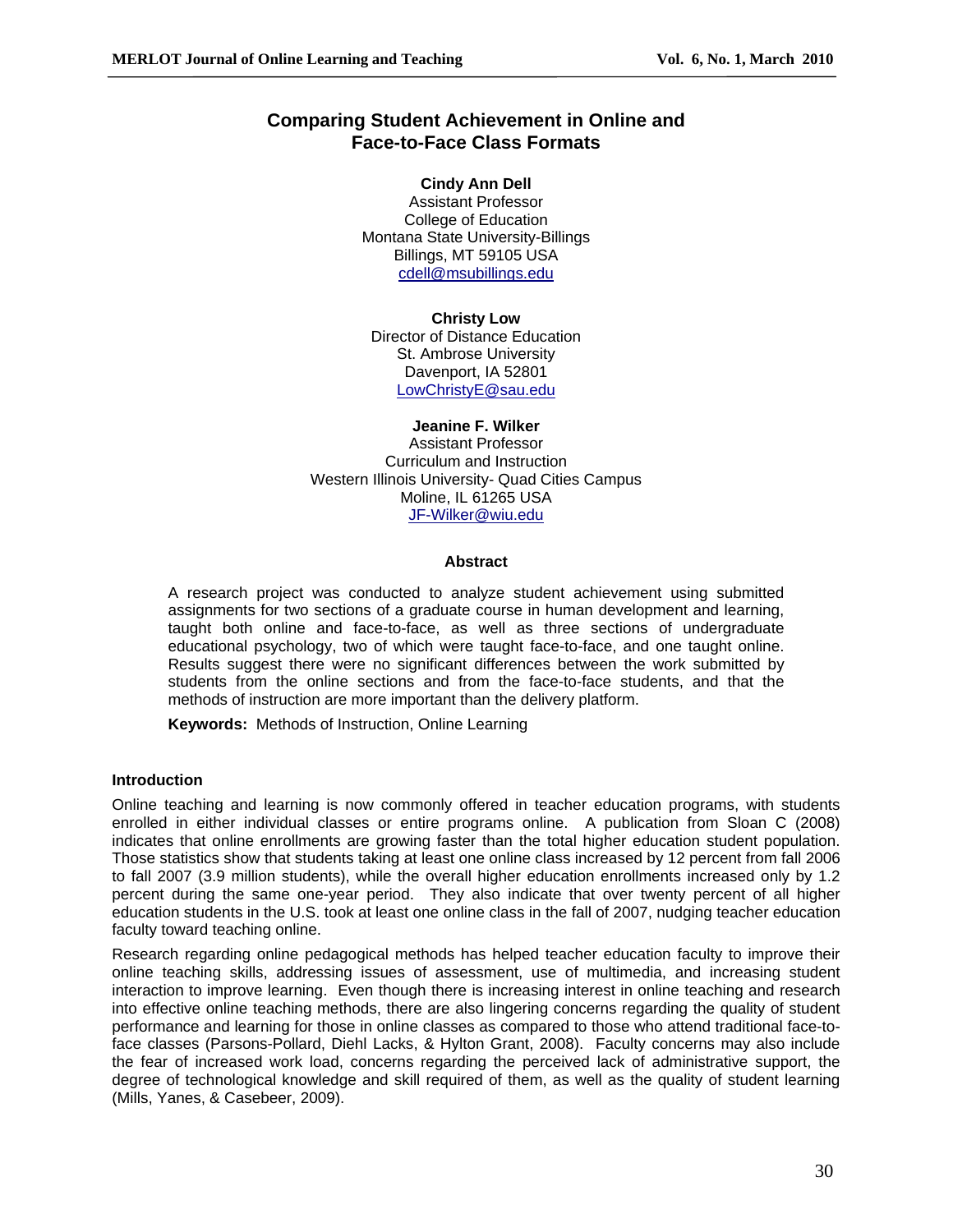# Comparing Student Achievement in Online and Face-to-Face Class Formats

**Cindy Ann Dell**
Assistant Professor
College of Education
Montana State University-Billings
Billings, MT 59105 USA
cdell@msubillings.edu

**Christy Low**
Director of Distance Education
St. Ambrose University
Davenport, IA 52801
LowChristyE@sau.edu

**Jeanine F. Wilker**
Assistant Professor
Curriculum and Instruction
Western Illinois University- Quad Cities Campus
Moline, IL 61265 USA
JF-Wilker@wiu.edu

## Abstract

A research project was conducted to analyze student achievement using submitted assignments for two sections of a graduate course in human development and learning, taught both online and face-to-face, as well as three sections of undergraduate educational psychology, two of which were taught face-to-face, and one taught online. Results suggest there were no significant differences between the work submitted by students from the online sections and from the face-to-face students, and that the methods of instruction are more important than the delivery platform.

**Keywords:** Methods of Instruction, Online Learning

## Introduction

Online teaching and learning is now commonly offered in teacher education programs, with students enrolled in either individual classes or entire programs online. A publication from Sloan C (2008) indicates that online enrollments are growing faster than the total higher education student population. Those statistics show that students taking at least one online class increased by 12 percent from fall 2006 to fall 2007 (3.9 million students), while the overall higher education enrollments increased only by 1.2 percent during the same one-year period. They also indicate that over twenty percent of all higher education students in the U.S. took at least one online class in the fall of 2007, nudging teacher education faculty toward teaching online.

Research regarding online pedagogical methods has helped teacher education faculty to improve their online teaching skills, addressing issues of assessment, use of multimedia, and increasing student interaction to improve learning. Even though there is increasing interest in online teaching and research into effective online teaching methods, there are also lingering concerns regarding the quality of student performance and learning for those in online classes as compared to those who attend traditional face-to-face classes (Parsons-Pollard, Diehl Lacks, & Hylton Grant, 2008). Faculty concerns may also include the fear of increased work load, concerns regarding the perceived lack of administrative support, the degree of technological knowledge and skill required of them, as well as the quality of student learning (Mills, Yanes, & Casebeer, 2009).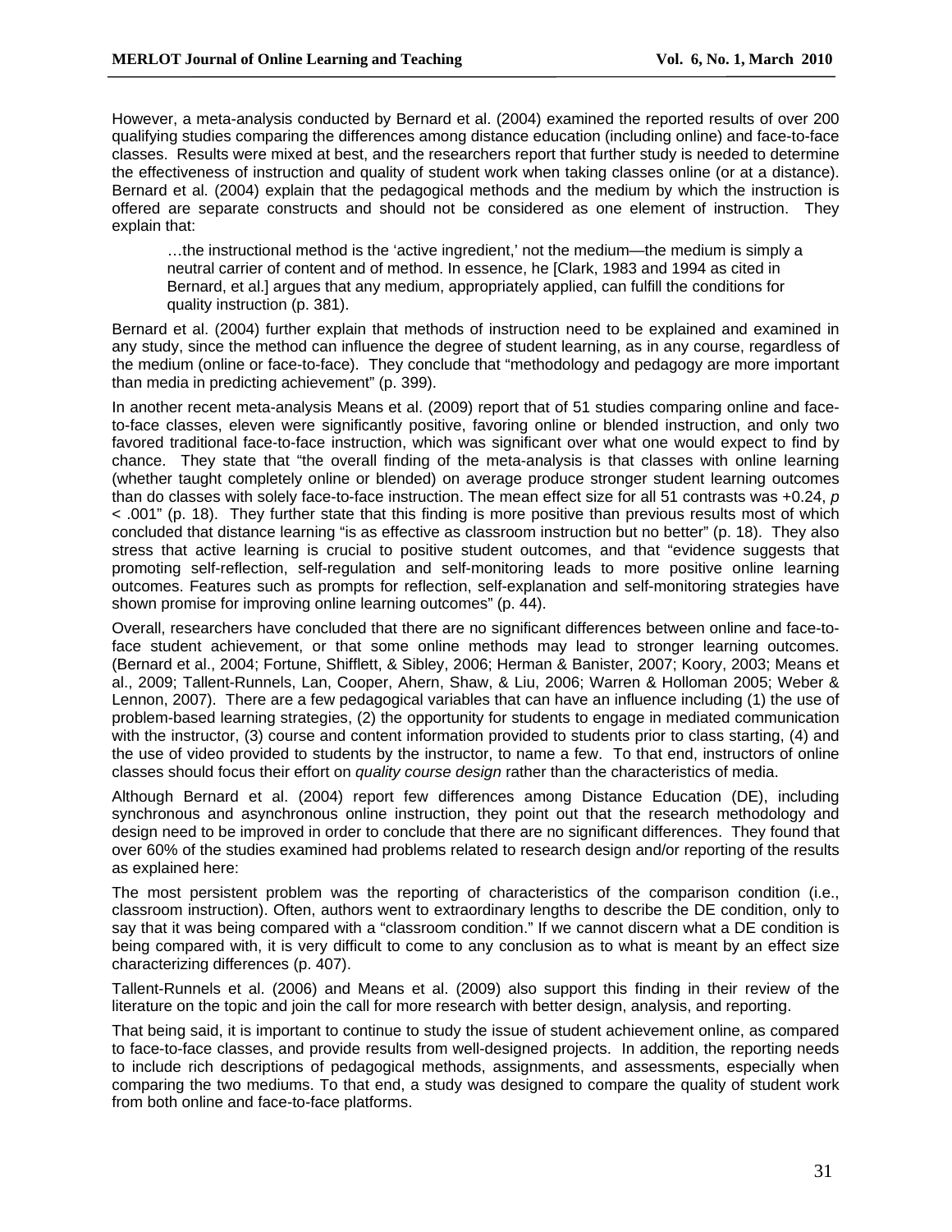However, a meta-analysis conducted by Bernard et al. (2004) examined the reported results of over 200 qualifying studies comparing the differences among distance education (including online) and face-to-face classes. Results were mixed at best, and the researchers report that further study is needed to determine the effectiveness of instruction and quality of student work when taking classes online (or at a distance). Bernard et al. (2004) explain that the pedagogical methods and the medium by which the instruction is offered are separate constructs and should not be considered as one element of instruction. They explain that:

> …the instructional method is the 'active ingredient,' not the medium—the medium is simply a neutral carrier of content and of method. In essence, he [Clark, 1983 and 1994 as cited in Bernard, et al.] argues that any medium, appropriately applied, can fulfill the conditions for quality instruction (p. 381).

Bernard et al. (2004) further explain that methods of instruction need to be explained and examined in any study, since the method can influence the degree of student learning, as in any course, regardless of the medium (online or face-to-face). They conclude that "methodology and pedagogy are more important than media in predicting achievement" (p. 399).

In another recent meta-analysis Means et al. (2009) report that of 51 studies comparing online and face-to-face classes, eleven were significantly positive, favoring online or blended instruction, and only two favored traditional face-to-face instruction, which was significant over what one would expect to find by chance. They state that "the overall finding of the meta-analysis is that classes with online learning (whether taught completely online or blended) on average produce stronger student learning outcomes than do classes with solely face-to-face instruction. The mean effect size for all 51 contrasts was +0.24, $p < .001$" (p. 18). They further state that this finding is more positive than previous results most of which concluded that distance learning "is as effective as classroom instruction but no better" (p. 18). They also stress that active learning is crucial to positive student outcomes, and that "evidence suggests that promoting self-reflection, self-regulation and self-monitoring leads to more positive online learning outcomes. Features such as prompts for reflection, self-explanation and self-monitoring strategies have shown promise for improving online learning outcomes" (p. 44).

Overall, researchers have concluded that there are no significant differences between online and face-to-face student achievement, or that some online methods may lead to stronger learning outcomes. (Bernard et al., 2004; Fortune, Shifflett, & Sibley, 2006; Herman & Banister, 2007; Koory, 2003; Means et al., 2009; Tallent-Runnels, Lan, Cooper, Ahern, Shaw, & Liu, 2006; Warren & Holloman 2005; Weber & Lennon, 2007). There are a few pedagogical variables that can have an influence including (1) the use of problem-based learning strategies, (2) the opportunity for students to engage in mediated communication with the instructor, (3) course and content information provided to students prior to class starting, (4) and the use of video provided to students by the instructor, to name a few. To that end, instructors of online classes should focus their effort on *quality course design* rather than the characteristics of media.

Although Bernard et al. (2004) report few differences among Distance Education (DE), including synchronous and asynchronous online instruction, they point out that the research methodology and design need to be improved in order to conclude that there are no significant differences. They found that over 60% of the studies examined had problems related to research design and/or reporting of the results as explained here:

The most persistent problem was the reporting of characteristics of the comparison condition (i.e., classroom instruction). Often, authors went to extraordinary lengths to describe the DE condition, only to say that it was being compared with a "classroom condition." If we cannot discern what a DE condition is being compared with, it is very difficult to come to any conclusion as to what is meant by an effect size characterizing differences (p. 407).

Tallent-Runnels et al. (2006) and Means et al. (2009) also support this finding in their review of the literature on the topic and join the call for more research with better design, analysis, and reporting.

That being said, it is important to continue to study the issue of student achievement online, as compared to face-to-face classes, and provide results from well-designed projects. In addition, the reporting needs to include rich descriptions of pedagogical methods, assignments, and assessments, especially when comparing the two mediums. To that end, a study was designed to compare the quality of student work from both online and face-to-face platforms.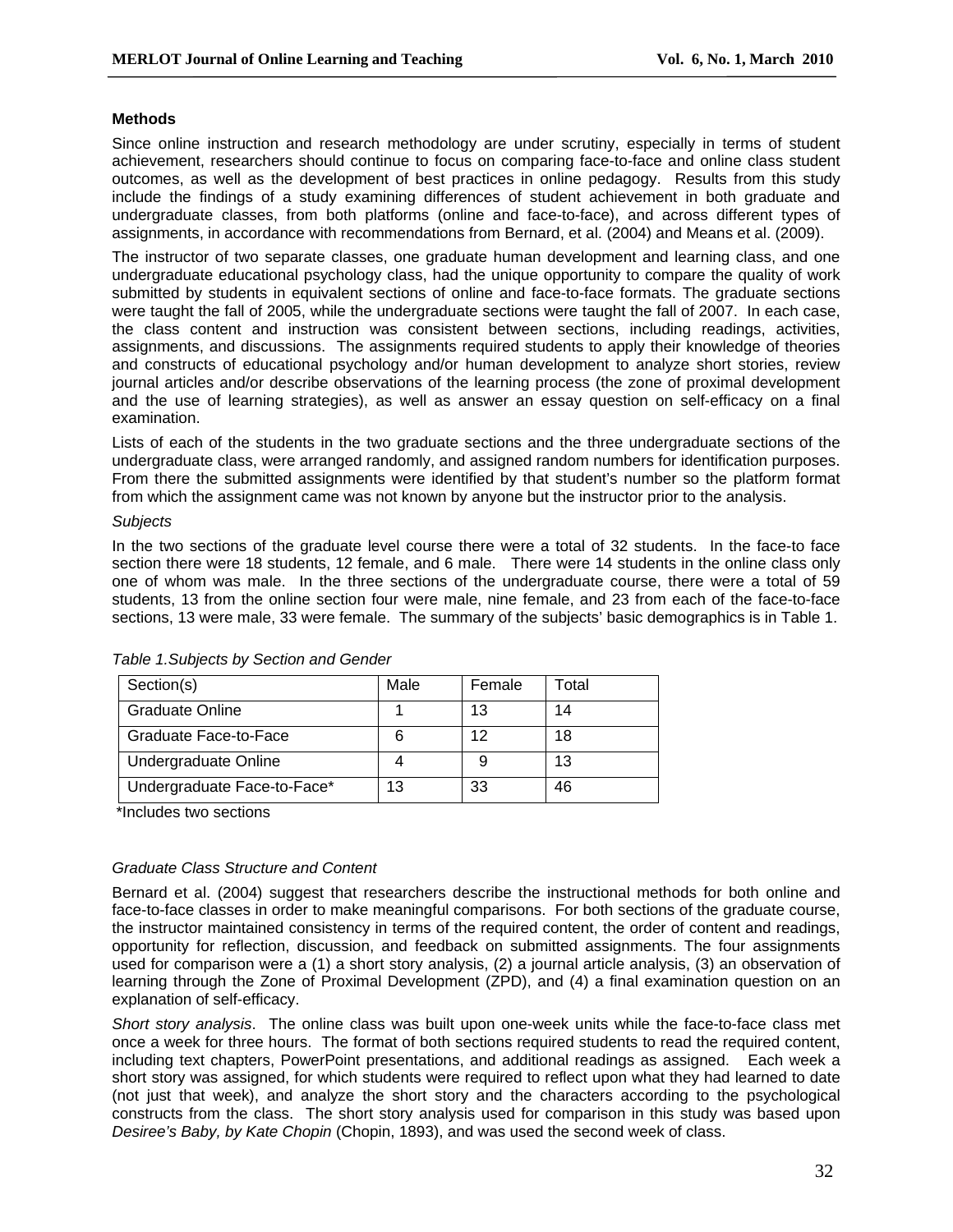### Methods

Since online instruction and research methodology are under scrutiny, especially in terms of student achievement, researchers should continue to focus on comparing face-to-face and online class student outcomes, as well as the development of best practices in online pedagogy. Results from this study include the findings of a study examining differences of student achievement in both graduate and undergraduate classes, from both platforms (online and face-to-face), and across different types of assignments, in accordance with recommendations from Bernard, et al. (2004) and Means et al. (2009).

The instructor of two separate classes, one graduate human development and learning class, and one undergraduate educational psychology class, had the unique opportunity to compare the quality of work submitted by students in equivalent sections of online and face-to-face formats. The graduate sections were taught the fall of 2005, while the undergraduate sections were taught the fall of 2007. In each case, the class content and instruction was consistent between sections, including readings, activities, assignments, and discussions. The assignments required students to apply their knowledge of theories and constructs of educational psychology and/or human development to analyze short stories, review journal articles and/or describe observations of the learning process (the zone of proximal development and the use of learning strategies), as well as answer an essay question on self-efficacy on a final examination.

Lists of each of the students in the two graduate sections and the three undergraduate sections of the undergraduate class, were arranged randomly, and assigned random numbers for identification purposes. From there the submitted assignments were identified by that student's number so the platform format from which the assignment came was not known by anyone but the instructor prior to the analysis.

*Subjects*

In the two sections of the graduate level course there were a total of 32 students. In the face-to face section there were 18 students, 12 female, and 6 male. There were 14 students in the online class only one of whom was male. In the three sections of the undergraduate course, there were a total of 59 students, 13 from the online section four were male, nine female, and 23 from each of the face-to-face sections, 13 were male, 33 were female. The summary of the subjects' basic demographics is in Table 1.

*Table 1.Subjects by Section and Gender*

| Section(s) | Male | Female | Total |
|---|---|---|---|
| Graduate Online | 1 | 13 | 14 |
| Graduate Face-to-Face | 6 | 12 | 18 |
| Undergraduate Online | 4 | 9 | 13 |
| Undergraduate Face-to-Face* | 13 | 33 | 46 |

*Includes two sections

*Graduate Class Structure and Content*

Bernard et al. (2004) suggest that researchers describe the instructional methods for both online and face-to-face classes in order to make meaningful comparisons. For both sections of the graduate course, the instructor maintained consistency in terms of the required content, the order of content and readings, opportunity for reflection, discussion, and feedback on submitted assignments. The four assignments used for comparison were a (1) a short story analysis, (2) a journal article analysis, (3) an observation of learning through the Zone of Proximal Development (ZPD), and (4) a final examination question on an explanation of self-efficacy.

*Short story analysis*. The online class was built upon one-week units while the face-to-face class met once a week for three hours. The format of both sections required students to read the required content, including text chapters, PowerPoint presentations, and additional readings as assigned. Each week a short story was assigned, for which students were required to reflect upon what they had learned to date (not just that week), and analyze the short story and the characters according to the psychological constructs from the class. The short story analysis used for comparison in this study was based upon *Desiree's Baby, by Kate Chopin* (Chopin, 1893), and was used the second week of class.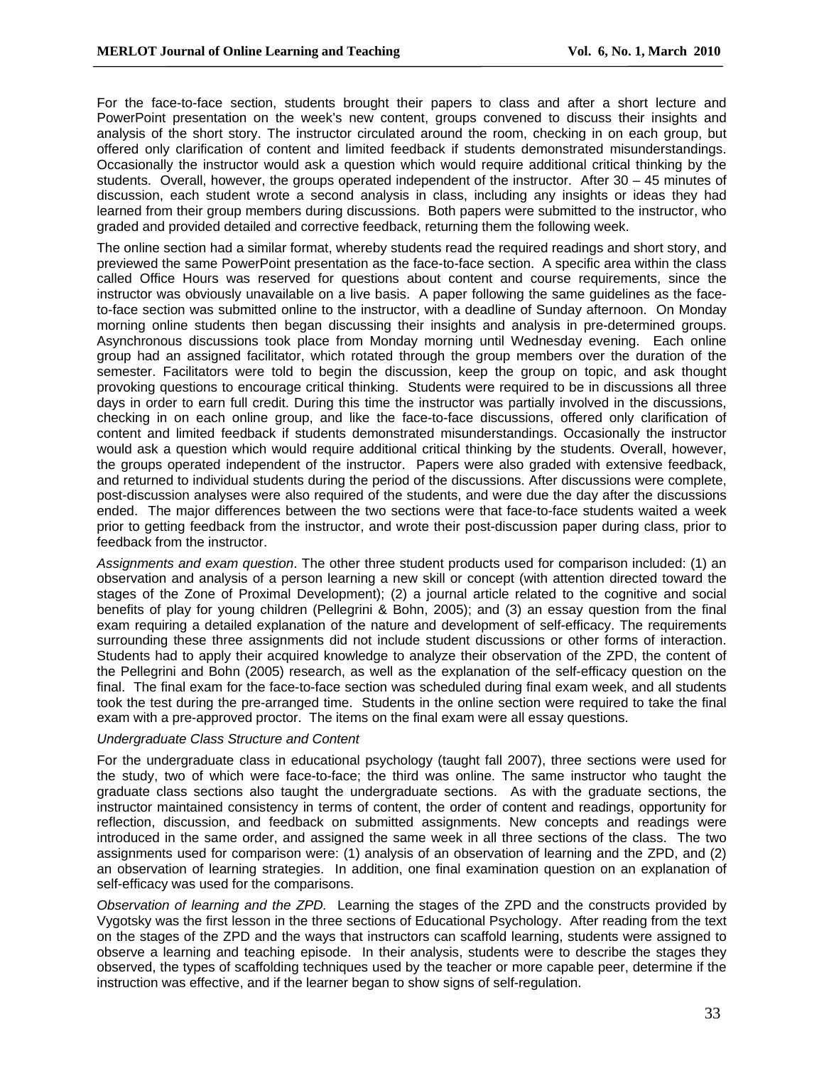For the face-to-face section, students brought their papers to class and after a short lecture and PowerPoint presentation on the week's new content, groups convened to discuss their insights and analysis of the short story. The instructor circulated around the room, checking in on each group, but offered only clarification of content and limited feedback if students demonstrated misunderstandings. Occasionally the instructor would ask a question which would require additional critical thinking by the students. Overall, however, the groups operated independent of the instructor. After 30 – 45 minutes of discussion, each student wrote a second analysis in class, including any insights or ideas they had learned from their group members during discussions. Both papers were submitted to the instructor, who graded and provided detailed and corrective feedback, returning them the following week.

The online section had a similar format, whereby students read the required readings and short story, and previewed the same PowerPoint presentation as the face-to-face section. A specific area within the class called Office Hours was reserved for questions about content and course requirements, since the instructor was obviously unavailable on a live basis. A paper following the same guidelines as the face-to-face section was submitted online to the instructor, with a deadline of Sunday afternoon. On Monday morning online students then began discussing their insights and analysis in pre-determined groups. Asynchronous discussions took place from Monday morning until Wednesday evening. Each online group had an assigned facilitator, which rotated through the group members over the duration of the semester. Facilitators were told to begin the discussion, keep the group on topic, and ask thought provoking questions to encourage critical thinking. Students were required to be in discussions all three days in order to earn full credit. During this time the instructor was partially involved in the discussions, checking in on each online group, and like the face-to-face discussions, offered only clarification of content and limited feedback if students demonstrated misunderstandings. Occasionally the instructor would ask a question which would require additional critical thinking by the students. Overall, however, the groups operated independent of the instructor. Papers were also graded with extensive feedback, and returned to individual students during the period of the discussions. After discussions were complete, post-discussion analyses were also required of the students, and were due the day after the discussions ended. The major differences between the two sections were that face-to-face students waited a week prior to getting feedback from the instructor, and wrote their post-discussion paper during class, prior to feedback from the instructor.

*Assignments and exam question*. The other three student products used for comparison included: (1) an observation and analysis of a person learning a new skill or concept (with attention directed toward the stages of the Zone of Proximal Development); (2) a journal article related to the cognitive and social benefits of play for young children (Pellegrini & Bohn, 2005); and (3) an essay question from the final exam requiring a detailed explanation of the nature and development of self-efficacy. The requirements surrounding these three assignments did not include student discussions or other forms of interaction. Students had to apply their acquired knowledge to analyze their observation of the ZPD, the content of the Pellegrini and Bohn (2005) research, as well as the explanation of the self-efficacy question on the final. The final exam for the face-to-face section was scheduled during final exam week, and all students took the test during the pre-arranged time. Students in the online section were required to take the final exam with a pre-approved proctor. The items on the final exam were all essay questions.

*Undergraduate Class Structure and Content*

For the undergraduate class in educational psychology (taught fall 2007), three sections were used for the study, two of which were face-to-face; the third was online. The same instructor who taught the graduate class sections also taught the undergraduate sections. As with the graduate sections, the instructor maintained consistency in terms of content, the order of content and readings, opportunity for reflection, discussion, and feedback on submitted assignments. New concepts and readings were introduced in the same order, and assigned the same week in all three sections of the class. The two assignments used for comparison were: (1) analysis of an observation of learning and the ZPD, and (2) an observation of learning strategies. In addition, one final examination question on an explanation of self-efficacy was used for the comparisons.

*Observation of learning and the ZPD.* Learning the stages of the ZPD and the constructs provided by Vygotsky was the first lesson in the three sections of Educational Psychology. After reading from the text on the stages of the ZPD and the ways that instructors can scaffold learning, students were assigned to observe a learning and teaching episode. In their analysis, students were to describe the stages they observed, the types of scaffolding techniques used by the teacher or more capable peer, determine if the instruction was effective, and if the learner began to show signs of self-regulation.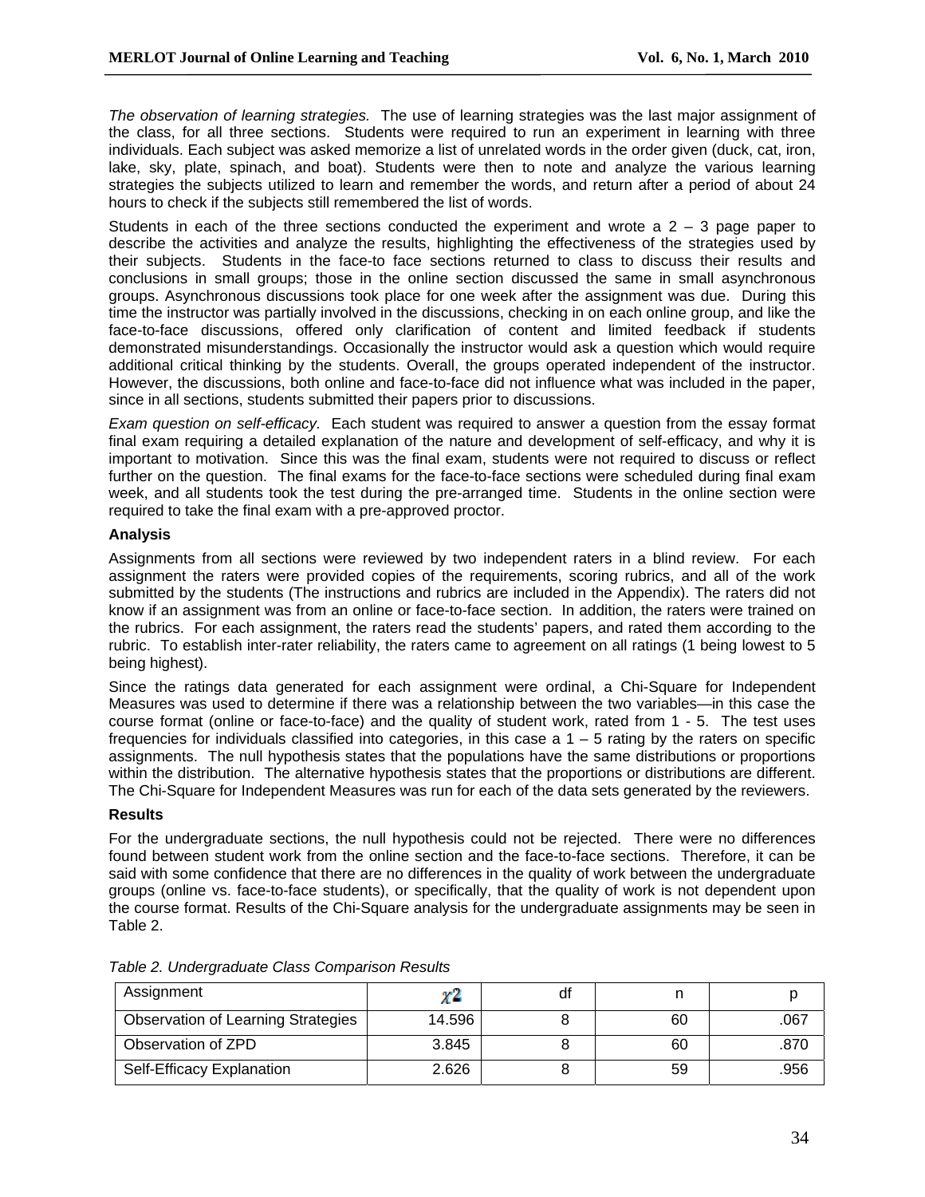*The observation of learning strategies.* The use of learning strategies was the last major assignment of the class, for all three sections. Students were required to run an experiment in learning with three individuals. Each subject was asked memorize a list of unrelated words in the order given (duck, cat, iron, lake, sky, plate, spinach, and boat). Students were then to note and analyze the various learning strategies the subjects utilized to learn and remember the words, and return after a period of about 24 hours to check if the subjects still remembered the list of words.

Students in each of the three sections conducted the experiment and wrote a 2 – 3 page paper to describe the activities and analyze the results, highlighting the effectiveness of the strategies used by their subjects. Students in the face-to face sections returned to class to discuss their results and conclusions in small groups; those in the online section discussed the same in small asynchronous groups. Asynchronous discussions took place for one week after the assignment was due. During this time the instructor was partially involved in the discussions, checking in on each online group, and like the face-to-face discussions, offered only clarification of content and limited feedback if students demonstrated misunderstandings. Occasionally the instructor would ask a question which would require additional critical thinking by the students. Overall, the groups operated independent of the instructor. However, the discussions, both online and face-to-face did not influence what was included in the paper, since in all sections, students submitted their papers prior to discussions.

*Exam question on self-efficacy.* Each student was required to answer a question from the essay format final exam requiring a detailed explanation of the nature and development of self-efficacy, and why it is important to motivation. Since this was the final exam, students were not required to discuss or reflect further on the question. The final exams for the face-to-face sections were scheduled during final exam week, and all students took the test during the pre-arranged time. Students in the online section were required to take the final exam with a pre-approved proctor.

**Analysis**

Assignments from all sections were reviewed by two independent raters in a blind review. For each assignment the raters were provided copies of the requirements, scoring rubrics, and all of the work submitted by the students (The instructions and rubrics are included in the Appendix). The raters did not know if an assignment was from an online or face-to-face section. In addition, the raters were trained on the rubrics. For each assignment, the raters read the students' papers, and rated them according to the rubric. To establish inter-rater reliability, the raters came to agreement on all ratings (1 being lowest to 5 being highest).

Since the ratings data generated for each assignment were ordinal, a Chi-Square for Independent Measures was used to determine if there was a relationship between the two variables—in this case the course format (online or face-to-face) and the quality of student work, rated from 1 - 5. The test uses frequencies for individuals classified into categories, in this case a 1 – 5 rating by the raters on specific assignments. The null hypothesis states that the populations have the same distributions or proportions within the distribution. The alternative hypothesis states that the proportions or distributions are different. The Chi-Square for Independent Measures was run for each of the data sets generated by the reviewers.

**Results**

For the undergraduate sections, the null hypothesis could not be rejected. There were no differences found between student work from the online section and the face-to-face sections. Therefore, it can be said with some confidence that there are no differences in the quality of work between the undergraduate groups (online vs. face-to-face students), or specifically, that the quality of work is not dependent upon the course format. Results of the Chi-Square analysis for the undergraduate assignments may be seen in Table 2.

*Table 2. Undergraduate Class Comparison Results*

| Assignment | $\chi^2$ | df | n | p |
|---|---|---|---|---|
| Observation of Learning Strategies | 14.596 | 8 | 60 | .067 |
| Observation of ZPD | 3.845 | 8 | 60 | .870 |
| Self-Efficacy Explanation | 2.626 | 8 | 59 | .956 |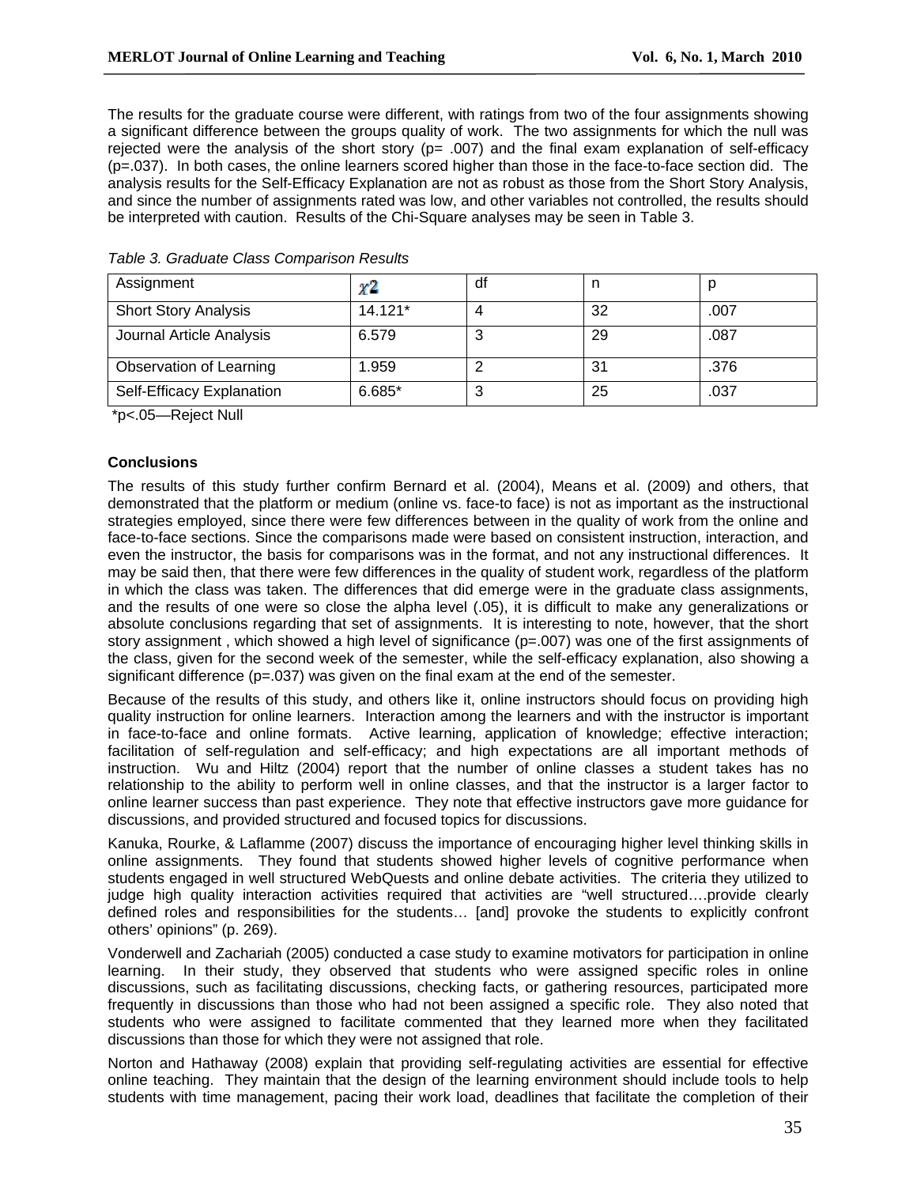The results for the graduate course were different, with ratings from two of the four assignments showing a significant difference between the groups quality of work. The two assignments for which the null was rejected were the analysis of the short story (p= .007) and the final exam explanation of self-efficacy (p=.037). In both cases, the online learners scored higher than those in the face-to-face section did. The analysis results for the Self-Efficacy Explanation are not as robust as those from the Short Story Analysis, and since the number of assignments rated was low, and other variables not controlled, the results should be interpreted with caution. Results of the Chi-Square analyses may be seen in Table 3.

*Table 3. Graduate Class Comparison Results*

| Assignment | $\chi^2$ | df | n | p |
|---|---|---|---|---|
| Short Story Analysis | 14.121* | 4 | 32 | .007 |
| Journal Article Analysis | 6.579 | 3 | 29 | .087 |
| Observation of Learning | 1.959 | 2 | 31 | .376 |
| Self-Efficacy Explanation | 6.685* | 3 | 25 | .037 |

*p<.05—Reject Null

### Conclusions

The results of this study further confirm Bernard et al. (2004), Means et al. (2009) and others, that demonstrated that the platform or medium (online vs. face-to face) is not as important as the instructional strategies employed, since there were few differences between in the quality of work from the online and face-to-face sections. Since the comparisons made were based on consistent instruction, interaction, and even the instructor, the basis for comparisons was in the format, and not any instructional differences. It may be said then, that there were few differences in the quality of student work, regardless of the platform in which the class was taken. The differences that did emerge were in the graduate class assignments, and the results of one were so close the alpha level (.05), it is difficult to make any generalizations or absolute conclusions regarding that set of assignments. It is interesting to note, however, that the short story assignment , which showed a high level of significance (p=.007) was one of the first assignments of the class, given for the second week of the semester, while the self-efficacy explanation, also showing a significant difference (p=.037) was given on the final exam at the end of the semester.

Because of the results of this study, and others like it, online instructors should focus on providing high quality instruction for online learners. Interaction among the learners and with the instructor is important in face-to-face and online formats. Active learning, application of knowledge; effective interaction; facilitation of self-regulation and self-efficacy; and high expectations are all important methods of instruction. Wu and Hiltz (2004) report that the number of online classes a student takes has no relationship to the ability to perform well in online classes, and that the instructor is a larger factor to online learner success than past experience. They note that effective instructors gave more guidance for discussions, and provided structured and focused topics for discussions.

Kanuka, Rourke, & Laflamme (2007) discuss the importance of encouraging higher level thinking skills in online assignments. They found that students showed higher levels of cognitive performance when students engaged in well structured WebQuests and online debate activities. The criteria they utilized to judge high quality interaction activities required that activities are "well structured….provide clearly defined roles and responsibilities for the students… [and] provoke the students to explicitly confront others' opinions" (p. 269).

Vonderwell and Zachariah (2005) conducted a case study to examine motivators for participation in online learning. In their study, they observed that students who were assigned specific roles in online discussions, such as facilitating discussions, checking facts, or gathering resources, participated more frequently in discussions than those who had not been assigned a specific role. They also noted that students who were assigned to facilitate commented that they learned more when they facilitated discussions than those for which they were not assigned that role.

Norton and Hathaway (2008) explain that providing self-regulating activities are essential for effective online teaching. They maintain that the design of the learning environment should include tools to help students with time management, pacing their work load, deadlines that facilitate the completion of their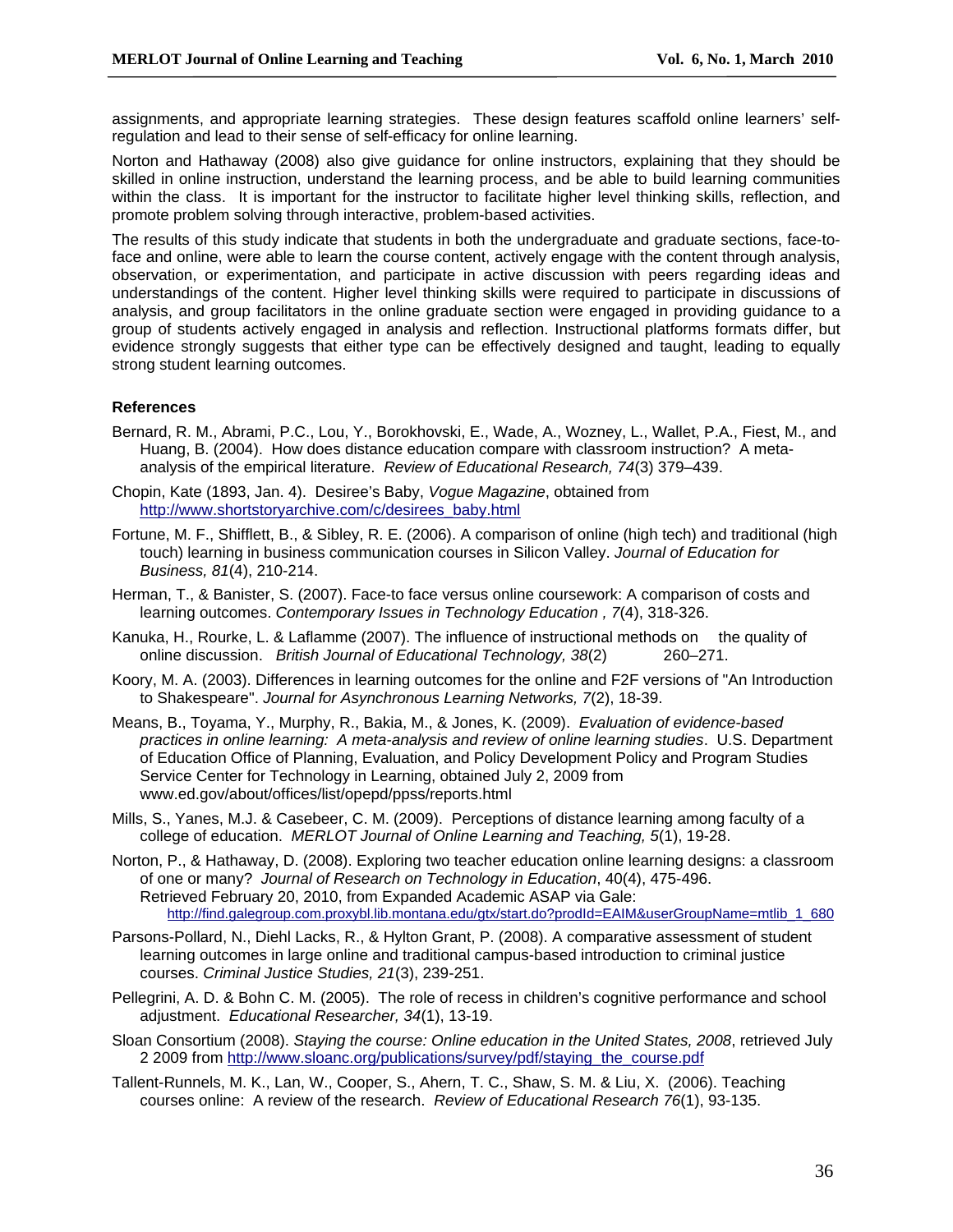assignments, and appropriate learning strategies. These design features scaffold online learners' self-regulation and lead to their sense of self-efficacy for online learning.

Norton and Hathaway (2008) also give guidance for online instructors, explaining that they should be skilled in online instruction, understand the learning process, and be able to build learning communities within the class. It is important for the instructor to facilitate higher level thinking skills, reflection, and promote problem solving through interactive, problem-based activities.

The results of this study indicate that students in both the undergraduate and graduate sections, face-to-face and online, were able to learn the course content, actively engage with the content through analysis, observation, or experimentation, and participate in active discussion with peers regarding ideas and understandings of the content. Higher level thinking skills were required to participate in discussions of analysis, and group facilitators in the online graduate section were engaged in providing guidance to a group of students actively engaged in analysis and reflection. Instructional platforms formats differ, but evidence strongly suggests that either type can be effectively designed and taught, leading to equally strong student learning outcomes.

### References

Bernard, R. M., Abrami, P.C., Lou, Y., Borokhovski, E., Wade, A., Wozney, L., Wallet, P.A., Fiest, M., and Huang, B. (2004). How does distance education compare with classroom instruction? A meta-analysis of the empirical literature. *Review of Educational Research, 74*(3) 379–439.

Chopin, Kate (1893, Jan. 4). Desiree's Baby, *Vogue Magazine*, obtained from http://www.shortstoryarchive.com/c/desirees_baby.html

Fortune, M. F., Shifflett, B., & Sibley, R. E. (2006). A comparison of online (high tech) and traditional (high touch) learning in business communication courses in Silicon Valley. *Journal of Education for Business, 81*(4), 210-214.

Herman, T., & Banister, S. (2007). Face-to face versus online coursework: A comparison of costs and learning outcomes. *Contemporary Issues in Technology Education , 7*(4), 318-326.

Kanuka, H., Rourke, L. & Laflamme (2007). The influence of instructional methods on the quality of online discussion. *British Journal of Educational Technology, 38*(2) 260–271.

Koory, M. A. (2003). Differences in learning outcomes for the online and F2F versions of "An Introduction to Shakespeare". *Journal for Asynchronous Learning Networks, 7*(2), 18-39.

Means, B., Toyama, Y., Murphy, R., Bakia, M., & Jones, K. (2009). *Evaluation of evidence-based practices in online learning: A meta-analysis and review of online learning studies*. U.S. Department of Education Office of Planning, Evaluation, and Policy Development Policy and Program Studies Service Center for Technology in Learning, obtained July 2, 2009 from www.ed.gov/about/offices/list/opepd/ppss/reports.html

Mills, S., Yanes, M.J. & Casebeer, C. M. (2009). Perceptions of distance learning among faculty of a college of education. *MERLOT Journal of Online Learning and Teaching, 5*(1), 19-28.

Norton, P., & Hathaway, D. (2008). Exploring two teacher education online learning designs: a classroom of one or many? *Journal of Research on Technology in Education*, 40(4), 475-496. Retrieved February 20, 2010, from Expanded Academic ASAP via Gale: http://find.galegroup.com.proxybl.lib.montana.edu/gtx/start.do?prodId=EAIM&userGroupName=mtlib_1_680

Parsons-Pollard, N., Diehl Lacks, R., & Hylton Grant, P. (2008). A comparative assessment of student learning outcomes in large online and traditional campus-based introduction to criminal justice courses. *Criminal Justice Studies, 21*(3), 239-251.

Pellegrini, A. D. & Bohn C. M. (2005). The role of recess in children's cognitive performance and school adjustment. *Educational Researcher, 34*(1), 13-19.

Sloan Consortium (2008). *Staying the course: Online education in the United States, 2008*, retrieved July 2 2009 from http://www.sloanc.org/publications/survey/pdf/staying_the_course.pdf

Tallent-Runnels, M. K., Lan, W., Cooper, S., Ahern, T. C., Shaw, S. M. & Liu, X. (2006). Teaching courses online: A review of the research. *Review of Educational Research 76*(1), 93-135.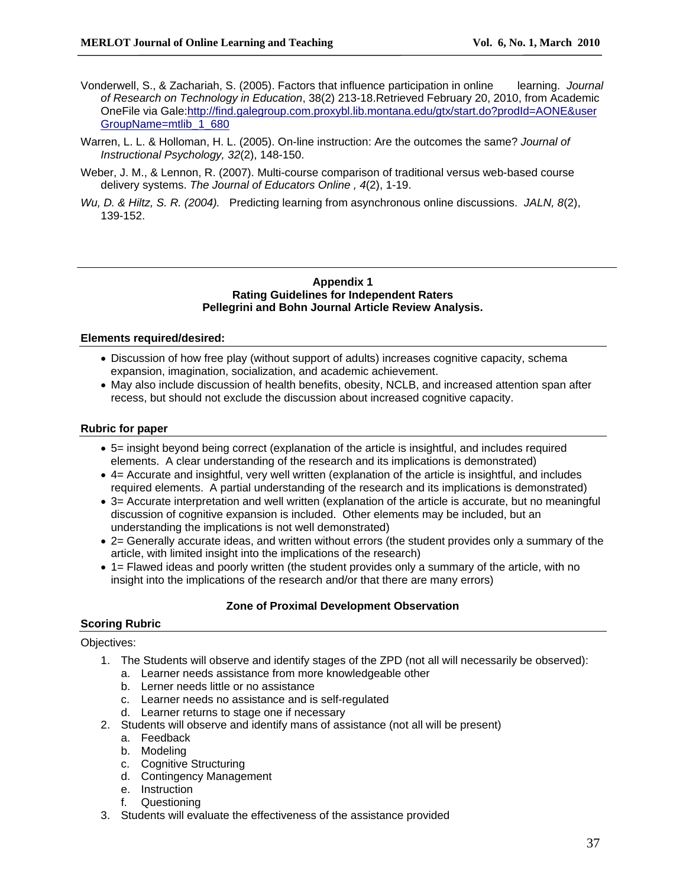Vonderwell, S., & Zachariah, S. (2005). Factors that influence participation in online learning. *Journal of Research on Technology in Education*, 38(2) 213-18.Retrieved February 20, 2010, from Academic OneFile via Gale:http://find.galegroup.com.proxybl.lib.montana.edu/gtx/start.do?prodId=AONE&userGroupName=mtlib_1_680

Warren, L. L. & Holloman, H. L. (2005). On-line instruction: Are the outcomes the same? *Journal of Instructional Psychology, 32*(2), 148-150.

Weber, J. M., & Lennon, R. (2007). Multi-course comparison of traditional versus web-based course delivery systems. *The Journal of Educators Online , 4*(2), 1-19.

*Wu, D. & Hiltz, S. R. (2004).* Predicting learning from asynchronous online discussions. *JALN, 8*(2), 139-152.

---

**Appendix 1**
**Rating Guidelines for Independent Raters**
**Pellegrini and Bohn Journal Article Review Analysis.**

**Elements required/desired:**

- Discussion of how free play (without support of adults) increases cognitive capacity, schema expansion, imagination, socialization, and academic achievement.
- May also include discussion of health benefits, obesity, NCLB, and increased attention span after recess, but should not exclude the discussion about increased cognitive capacity.

**Rubric for paper**

- 5= insight beyond being correct (explanation of the article is insightful, and includes required elements. A clear understanding of the research and its implications is demonstrated)
- 4= Accurate and insightful, very well written (explanation of the article is insightful, and includes required elements. A partial understanding of the research and its implications is demonstrated)
- 3= Accurate interpretation and well written (explanation of the article is accurate, but no meaningful discussion of cognitive expansion is included. Other elements may be included, but an understanding the implications is not well demonstrated)
- 2= Generally accurate ideas, and written without errors (the student provides only a summary of the article, with limited insight into the implications of the research)
- 1= Flawed ideas and poorly written (the student provides only a summary of the article, with no insight into the implications of the research and/or that there are many errors)

**Zone of Proximal Development Observation**

**Scoring Rubric**

Objectives:

1. The Students will observe and identify stages of the ZPD (not all will necessarily be observed):
   a. Learner needs assistance from more knowledgeable other
   b. Lerner needs little or no assistance
   c. Learner needs no assistance and is self-regulated
   d. Learner returns to stage one if necessary
2. Students will observe and identify mans of assistance (not all will be present)
   a. Feedback
   b. Modeling
   c. Cognitive Structuring
   d. Contingency Management
   e. Instruction
   f. Questioning
3. Students will evaluate the effectiveness of the assistance provided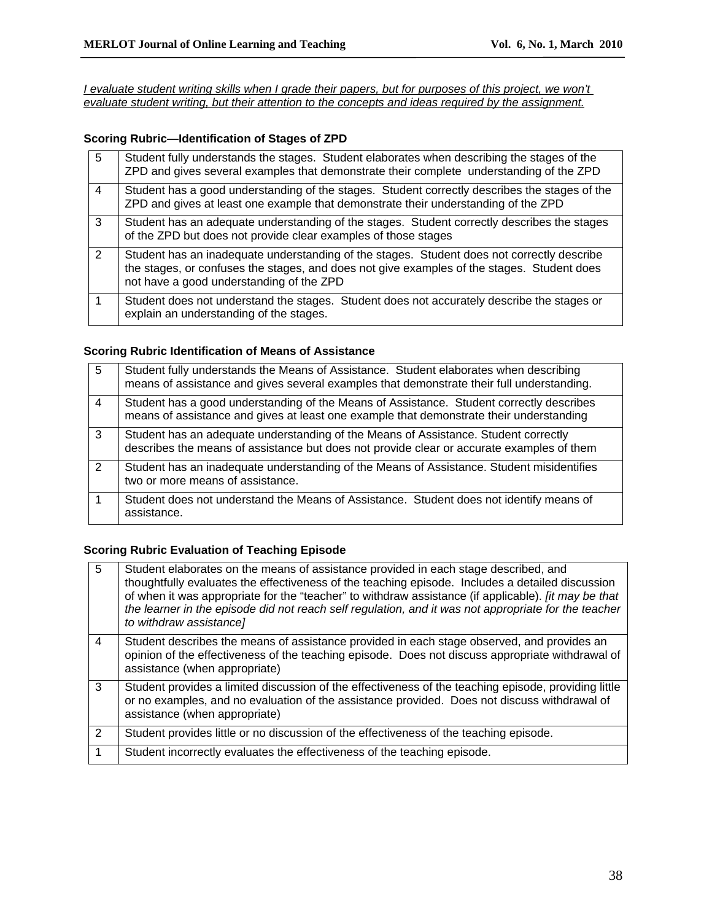*I evaluate student writing skills when I grade their papers, but for purposes of this project, we won't evaluate student writing, but their attention to the concepts and ideas required by the assignment.*

**Scoring Rubric—Identification of Stages of ZPD**

| | |
|---|---|
| 5 | Student fully understands the stages. Student elaborates when describing the stages of the ZPD and gives several examples that demonstrate their complete understanding of the ZPD |
| 4 | Student has a good understanding of the stages. Student correctly describes the stages of the ZPD and gives at least one example that demonstrate their understanding of the ZPD |
| 3 | Student has an adequate understanding of the stages. Student correctly describes the stages of the ZPD but does not provide clear examples of those stages |
| 2 | Student has an inadequate understanding of the stages. Student does not correctly describe the stages, or confuses the stages, and does not give examples of the stages. Student does not have a good understanding of the ZPD |
| 1 | Student does not understand the stages. Student does not accurately describe the stages or explain an understanding of the stages. |

**Scoring Rubric Identification of Means of Assistance**

| | |
|---|---|
| 5 | Student fully understands the Means of Assistance. Student elaborates when describing means of assistance and gives several examples that demonstrate their full understanding. |
| 4 | Student has a good understanding of the Means of Assistance. Student correctly describes means of assistance and gives at least one example that demonstrate their understanding |
| 3 | Student has an adequate understanding of the Means of Assistance. Student correctly describes the means of assistance but does not provide clear or accurate examples of them |
| 2 | Student has an inadequate understanding of the Means of Assistance. Student misidentifies two or more means of assistance. |
| 1 | Student does not understand the Means of Assistance. Student does not identify means of assistance. |

**Scoring Rubric Evaluation of Teaching Episode**

| | |
|---|---|
| 5 | Student elaborates on the means of assistance provided in each stage described, and thoughtfully evaluates the effectiveness of the teaching episode. Includes a detailed discussion of when it was appropriate for the "teacher" to withdraw assistance (if applicable). *[it may be that the learner in the episode did not reach self regulation, and it was not appropriate for the teacher to withdraw assistance]* |
| 4 | Student describes the means of assistance provided in each stage observed, and provides an opinion of the effectiveness of the teaching episode. Does not discuss appropriate withdrawal of assistance (when appropriate) |
| 3 | Student provides a limited discussion of the effectiveness of the teaching episode, providing little or no examples, and no evaluation of the assistance provided. Does not discuss withdrawal of assistance (when appropriate) |
| 2 | Student provides little or no discussion of the effectiveness of the teaching episode. |
| 1 | Student incorrectly evaluates the effectiveness of the teaching episode. |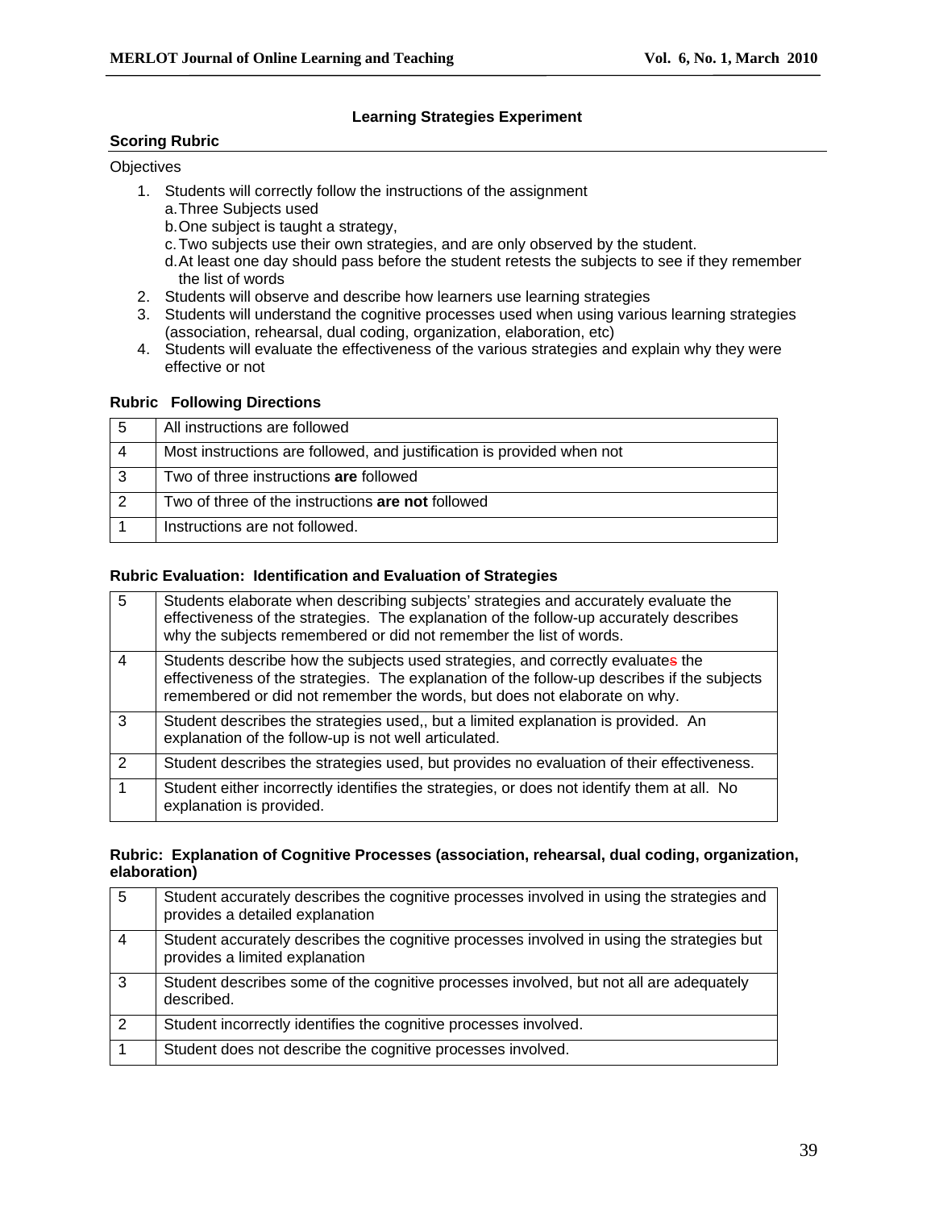## Learning Strategies Experiment

**Scoring Rubric**

Objectives

1. Students will correctly follow the instructions of the assignment
   a. Three Subjects used
   b. One subject is taught a strategy,
   c. Two subjects use their own strategies, and are only observed by the student.
   d. At least one day should pass before the student retests the subjects to see if they remember the list of words
2. Students will observe and describe how learners use learning strategies
3. Students will understand the cognitive processes used when using various learning strategies (association, rehearsal, dual coding, organization, elaboration, etc)
4. Students will evaluate the effectiveness of the various strategies and explain why they were effective or not

**Rubric Following Directions**

| | |
|---|---|
| 5 | All instructions are followed |
| 4 | Most instructions are followed, and justification is provided when not |
| 3 | Two of three instructions **are** followed |
| 2 | Two of three of the instructions **are not** followed |
| 1 | Instructions are not followed. |

**Rubric Evaluation: Identification and Evaluation of Strategies**

| | |
|---|---|
| 5 | Students elaborate when describing subjects' strategies and accurately evaluate the effectiveness of the strategies. The explanation of the follow-up accurately describes why the subjects remembered or did not remember the list of words. |
| 4 | Students describe how the subjects used strategies, and correctly evaluates the effectiveness of the strategies. The explanation of the follow-up describes if the subjects remembered or did not remember the words, but does not elaborate on why. |
| 3 | Student describes the strategies used,, but a limited explanation is provided. An explanation of the follow-up is not well articulated. |
| 2 | Student describes the strategies used, but provides no evaluation of their effectiveness. |
| 1 | Student either incorrectly identifies the strategies, or does not identify them at all. No explanation is provided. |

**Rubric: Explanation of Cognitive Processes (association, rehearsal, dual coding, organization, elaboration)**

| | |
|---|---|
| 5 | Student accurately describes the cognitive processes involved in using the strategies and provides a detailed explanation |
| 4 | Student accurately describes the cognitive processes involved in using the strategies but provides a limited explanation |
| 3 | Student describes some of the cognitive processes involved, but not all are adequately described. |
| 2 | Student incorrectly identifies the cognitive processes involved. |
| 1 | Student does not describe the cognitive processes involved. |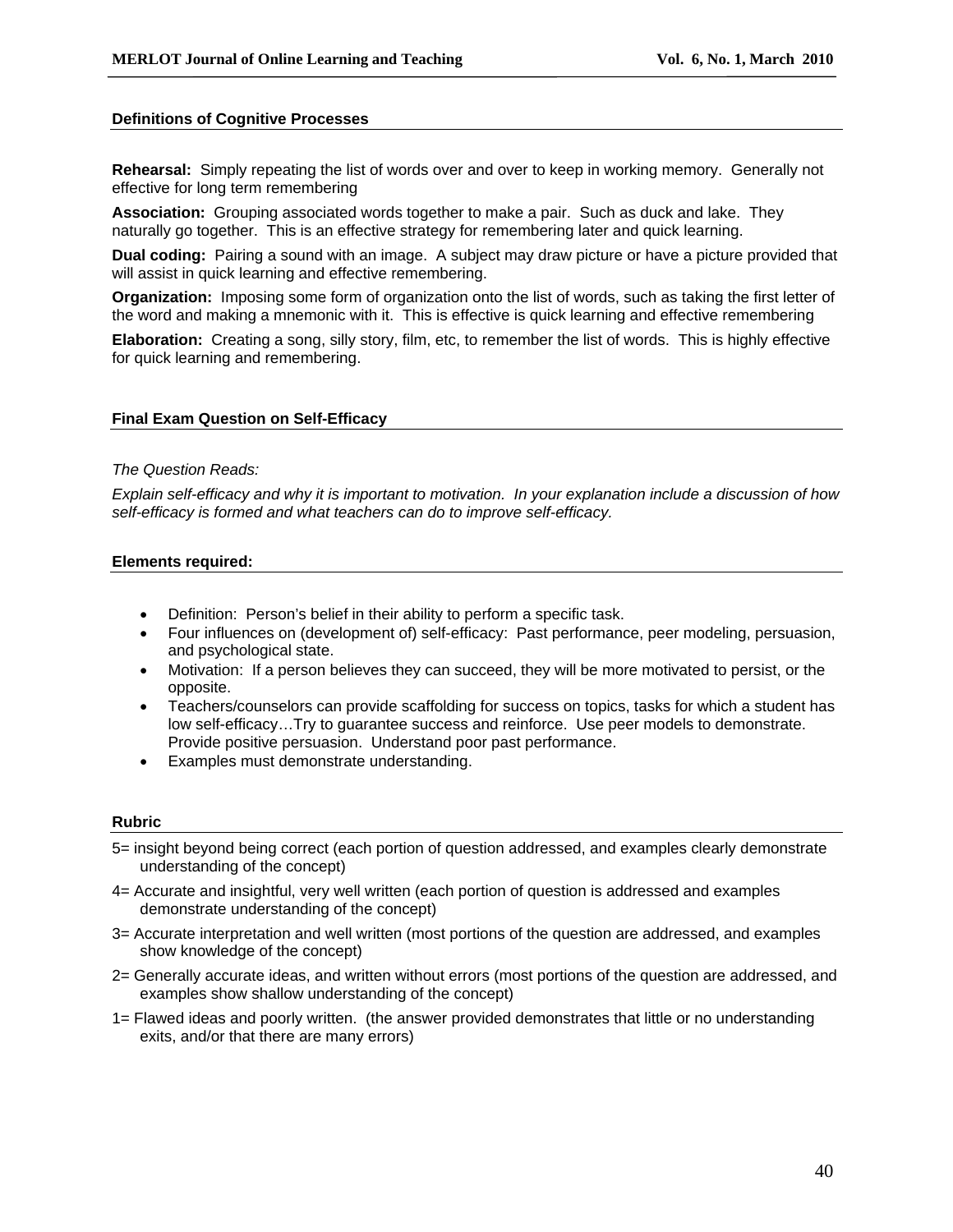### Definitions of Cognitive Processes

**Rehearsal:** Simply repeating the list of words over and over to keep in working memory. Generally not effective for long term remembering

**Association:** Grouping associated words together to make a pair. Such as duck and lake. They naturally go together. This is an effective strategy for remembering later and quick learning.

**Dual coding:** Pairing a sound with an image. A subject may draw picture or have a picture provided that will assist in quick learning and effective remembering.

**Organization:** Imposing some form of organization onto the list of words, such as taking the first letter of the word and making a mnemonic with it. This is effective is quick learning and effective remembering

**Elaboration:** Creating a song, silly story, film, etc, to remember the list of words. This is highly effective for quick learning and remembering.

### Final Exam Question on Self-Efficacy

*The Question Reads:*

*Explain self-efficacy and why it is important to motivation. In your explanation include a discussion of how self-efficacy is formed and what teachers can do to improve self-efficacy.*

### Elements required:

- Definition: Person's belief in their ability to perform a specific task.
- Four influences on (development of) self-efficacy: Past performance, peer modeling, persuasion, and psychological state.
- Motivation: If a person believes they can succeed, they will be more motivated to persist, or the opposite.
- Teachers/counselors can provide scaffolding for success on topics, tasks for which a student has low self-efficacy…Try to guarantee success and reinforce. Use peer models to demonstrate. Provide positive persuasion. Understand poor past performance.
- Examples must demonstrate understanding.

### Rubric

5= insight beyond being correct (each portion of question addressed, and examples clearly demonstrate understanding of the concept)

4= Accurate and insightful, very well written (each portion of question is addressed and examples demonstrate understanding of the concept)

3= Accurate interpretation and well written (most portions of the question are addressed, and examples show knowledge of the concept)

2= Generally accurate ideas, and written without errors (most portions of the question are addressed, and examples show shallow understanding of the concept)

1= Flawed ideas and poorly written. (the answer provided demonstrates that little or no understanding exits, and/or that there are many errors)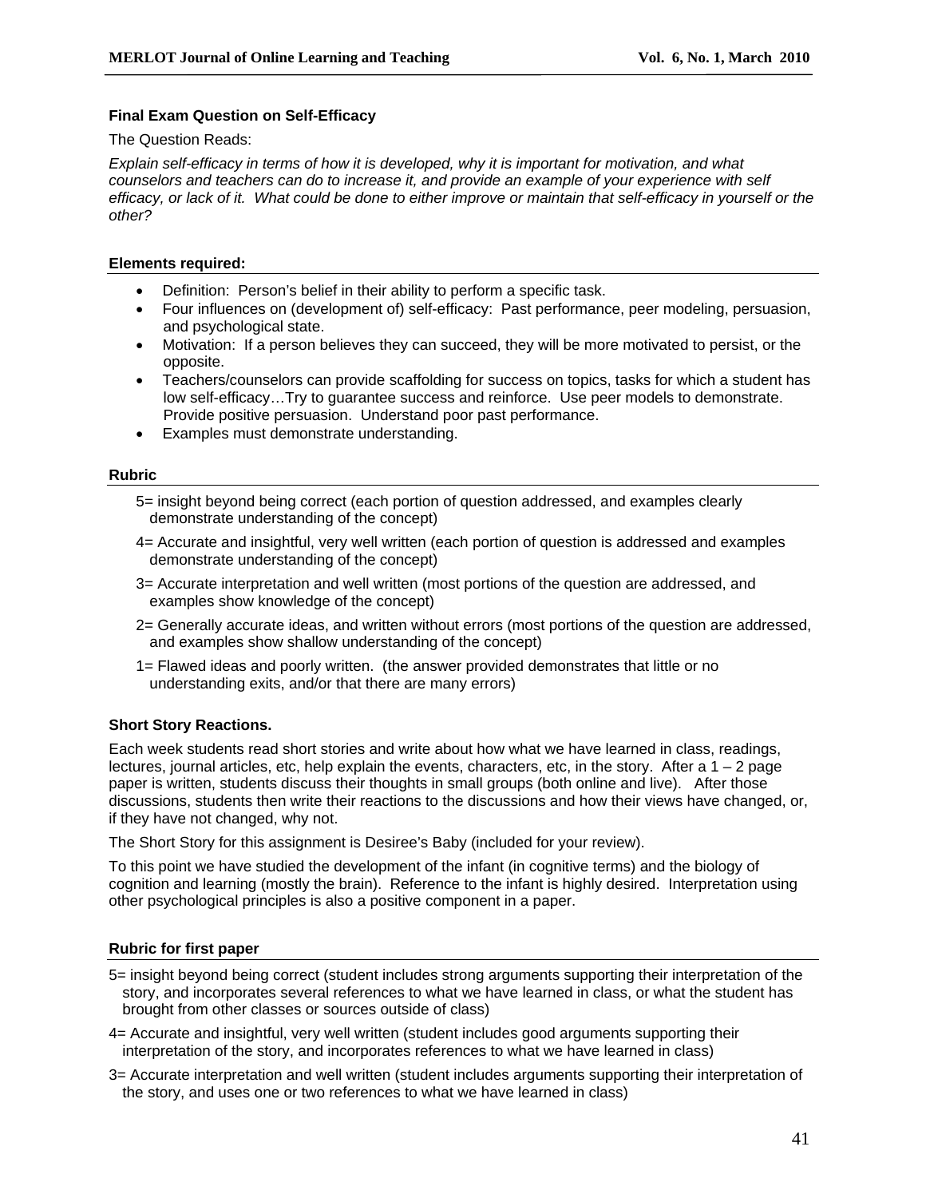### Final Exam Question on Self-Efficacy

The Question Reads:

*Explain self-efficacy in terms of how it is developed, why it is important for motivation, and what counselors and teachers can do to increase it, and provide an example of your experience with self efficacy, or lack of it. What could be done to either improve or maintain that self-efficacy in yourself or the other?*

#### Elements required:

- Definition: Person's belief in their ability to perform a specific task.
- Four influences on (development of) self-efficacy: Past performance, peer modeling, persuasion, and psychological state.
- Motivation: If a person believes they can succeed, they will be more motivated to persist, or the opposite.
- Teachers/counselors can provide scaffolding for success on topics, tasks for which a student has low self-efficacy…Try to guarantee success and reinforce. Use peer models to demonstrate. Provide positive persuasion. Understand poor past performance.
- Examples must demonstrate understanding.

#### Rubric

5= insight beyond being correct (each portion of question addressed, and examples clearly demonstrate understanding of the concept)

4= Accurate and insightful, very well written (each portion of question is addressed and examples demonstrate understanding of the concept)

3= Accurate interpretation and well written (most portions of the question are addressed, and examples show knowledge of the concept)

2= Generally accurate ideas, and written without errors (most portions of the question are addressed, and examples show shallow understanding of the concept)

1= Flawed ideas and poorly written. (the answer provided demonstrates that little or no understanding exits, and/or that there are many errors)

### Short Story Reactions.

Each week students read short stories and write about how what we have learned in class, readings, lectures, journal articles, etc, help explain the events, characters, etc, in the story. After a 1 – 2 page paper is written, students discuss their thoughts in small groups (both online and live). After those discussions, students then write their reactions to the discussions and how their views have changed, or, if they have not changed, why not.

The Short Story for this assignment is Desiree's Baby (included for your review).

To this point we have studied the development of the infant (in cognitive terms) and the biology of cognition and learning (mostly the brain). Reference to the infant is highly desired. Interpretation using other psychological principles is also a positive component in a paper.

#### Rubric for first paper

5= insight beyond being correct (student includes strong arguments supporting their interpretation of the story, and incorporates several references to what we have learned in class, or what the student has brought from other classes or sources outside of class)

4= Accurate and insightful, very well written (student includes good arguments supporting their interpretation of the story, and incorporates references to what we have learned in class)

3= Accurate interpretation and well written (student includes arguments supporting their interpretation of the story, and uses one or two references to what we have learned in class)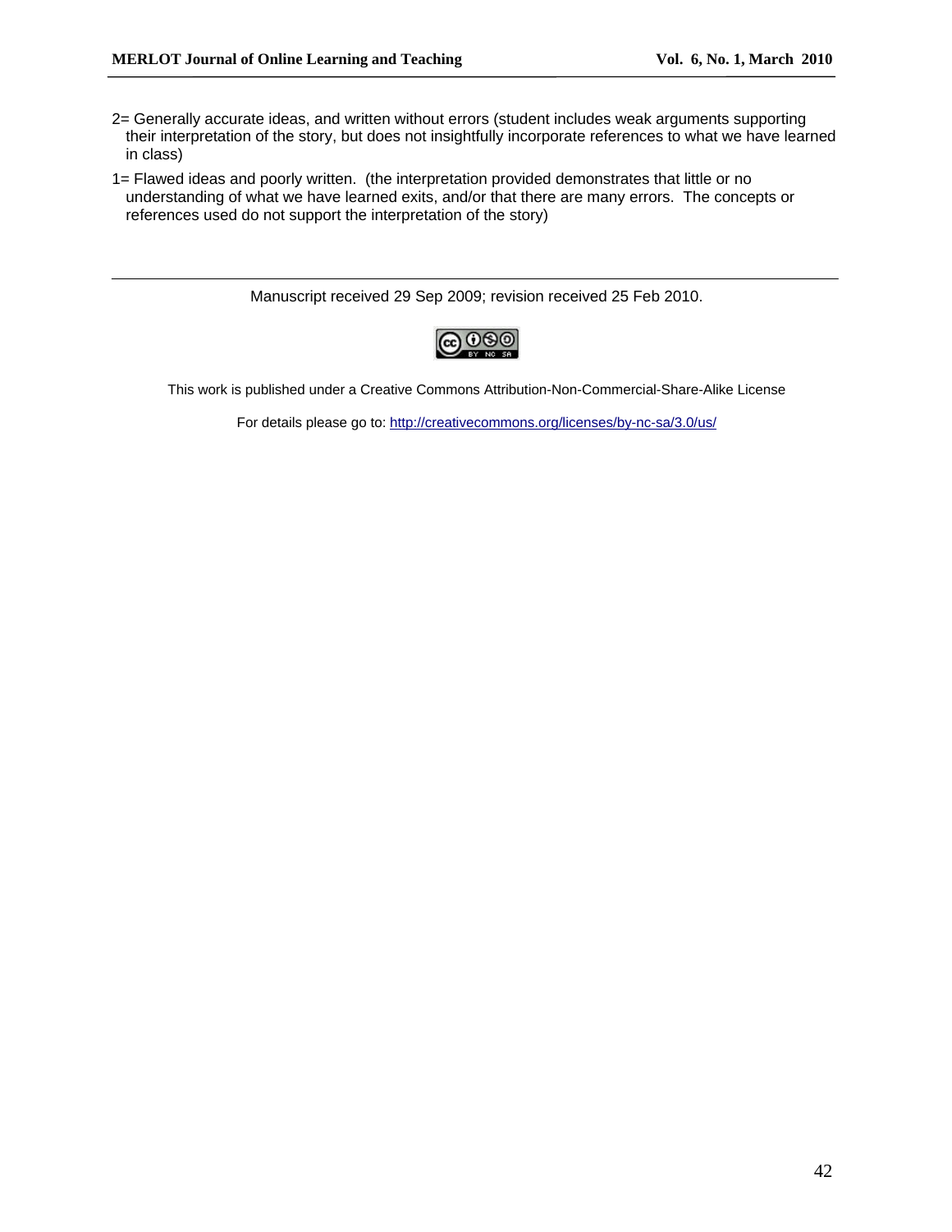2= Generally accurate ideas, and written without errors (student includes weak arguments supporting their interpretation of the story, but does not insightfully incorporate references to what we have learned in class)

1= Flawed ideas and poorly written. (the interpretation provided demonstrates that little or no understanding of what we have learned exits, and/or that there are many errors. The concepts or references used do not support the interpretation of the story)

---

Manuscript received 29 Sep 2009; revision received 25 Feb 2010.

This work is published under a Creative Commons Attribution-Non-Commercial-Share-Alike License

For details please go to: http://creativecommons.org/licenses/by-nc-sa/3.0/us/